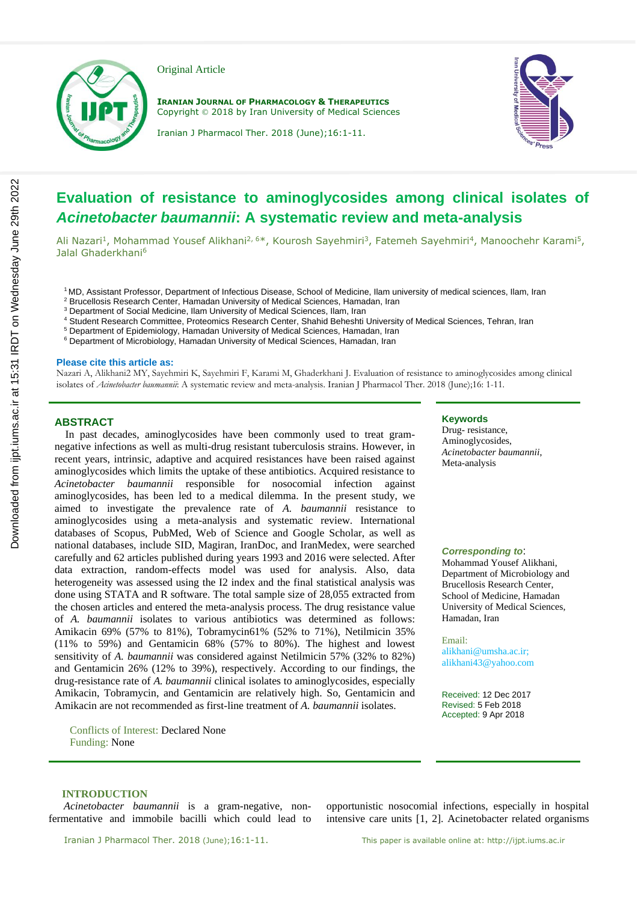Original Article

**IRANIAN JOURNAL OF PHARMACOLOGY & THERAPEUTICS**
Copyright © 2018 by Iran University of Medical Sciences

# Evaluation of resistance to aminoglycosides among clinical isolates of *Acinetobacter baumannii*: A systematic review and meta-analysis

Ali Nazari[1], Mohammad Yousef Alikhani[2, 6]*, Kourosh Sayehmiri[3], Fatemeh Sayehmiri[4], Manoochehr Karami[5], Jalal Ghaderkhani[6]

[1] MD, Assistant Professor, Department of Infectious Disease, School of Medicine, Ilam university of medical sciences, Ilam, Iran
[2] Brucellosis Research Center, Hamadan University of Medical Sciences, Hamadan, Iran
[3] Department of Social Medicine, Ilam University of Medical Sciences, Ilam, Iran
[4] Student Research Committee, Proteomics Research Center, Shahid Beheshti University of Medical Sciences, Tehran, Iran
[5] Department of Epidemiology, Hamadan University of Medical Sciences, Hamadan, Iran
[6] Department of Microbiology, Hamadan University of Medical Sciences, Hamadan, Iran

**Please cite this article as:**
Nazari A, Alikhani2 MY, Sayehmiri K, Sayehmiri F, Karami M, Ghaderkhani J. Evaluation of resistance to aminoglycosides among clinical isolates of *Acinetobacter baumannii*: A systematic review and meta-analysis. Iranian J Pharmacol Ther. 2018 (June);16: 1-11.

## ABSTRACT

In past decades, aminoglycosides have been commonly used to treat gram-negative infections as well as multi-drug resistant tuberculosis strains. However, in recent years, intrinsic, adaptive and acquired resistances have been raised against aminoglycosides which limits the uptake of these antibiotics. Acquired resistance to *Acinetobacter baumannii* responsible for nosocomial infection against aminoglycosides, has been led to a medical dilemma. In the present study, we aimed to investigate the prevalence rate of *A. baumannii* resistance to aminoglycosides using a meta-analysis and systematic review. International databases of Scopus, PubMed, Web of Science and Google Scholar, as well as national databases, include SID, Magiran, IranDoc, and IranMedex, were searched carefully and 62 articles published during years 1993 and 2016 were selected. After data extraction, random-effects model was used for analysis. Also, data heterogeneity was assessed using the I2 index and the final statistical analysis was done using STATA and R software. The total sample size of 28,055 extracted from the chosen articles and entered the meta-analysis process. The drug resistance value of *A. baumannii* isolates to various antibiotics was determined as follows: Amikacin 69% (57% to 81%), Tobramycin61% (52% to 71%), Netilmicin 35% (11% to 59%) and Gentamicin 68% (57% to 80%). The highest and lowest sensitivity of *A. baumannii* was considered against Netilmicin 57% (32% to 82%) and Gentamicin 26% (12% to 39%), respectively. According to our findings, the drug-resistance rate of *A. baumannii* clinical isolates to aminoglycosides, especially Amikacin, Tobramycin, and Gentamicin are relatively high. So, Gentamicin and Amikacin are not recommended as first-line treatment of *A. baumannii* isolates.

Conflicts of Interest: Declared None
Funding: None

**Keywords**
Drug- resistance, Aminoglycosides, *Acinetobacter baumannii*, Meta-analysis

***Corresponding to*:**
Mohammad Yousef Alikhani, Department of Microbiology and Brucellosis Research Center, School of Medicine, Hamadan University of Medical Sciences, Hamadan, Iran

Email:
alikhani@umsha.ac.ir;
alikhani43@yahoo.com

Received: 12 Dec 2017
Revised: 5 Feb 2018
Accepted: 9 Apr 2018

## INTRODUCTION

*Acinetobacter baumannii* is a gram-negative, non-fermentative and immobile bacilli which could lead to opportunistic nosocomial infections, especially in hospital intensive care units [1, 2]. Acinetobacter related organisms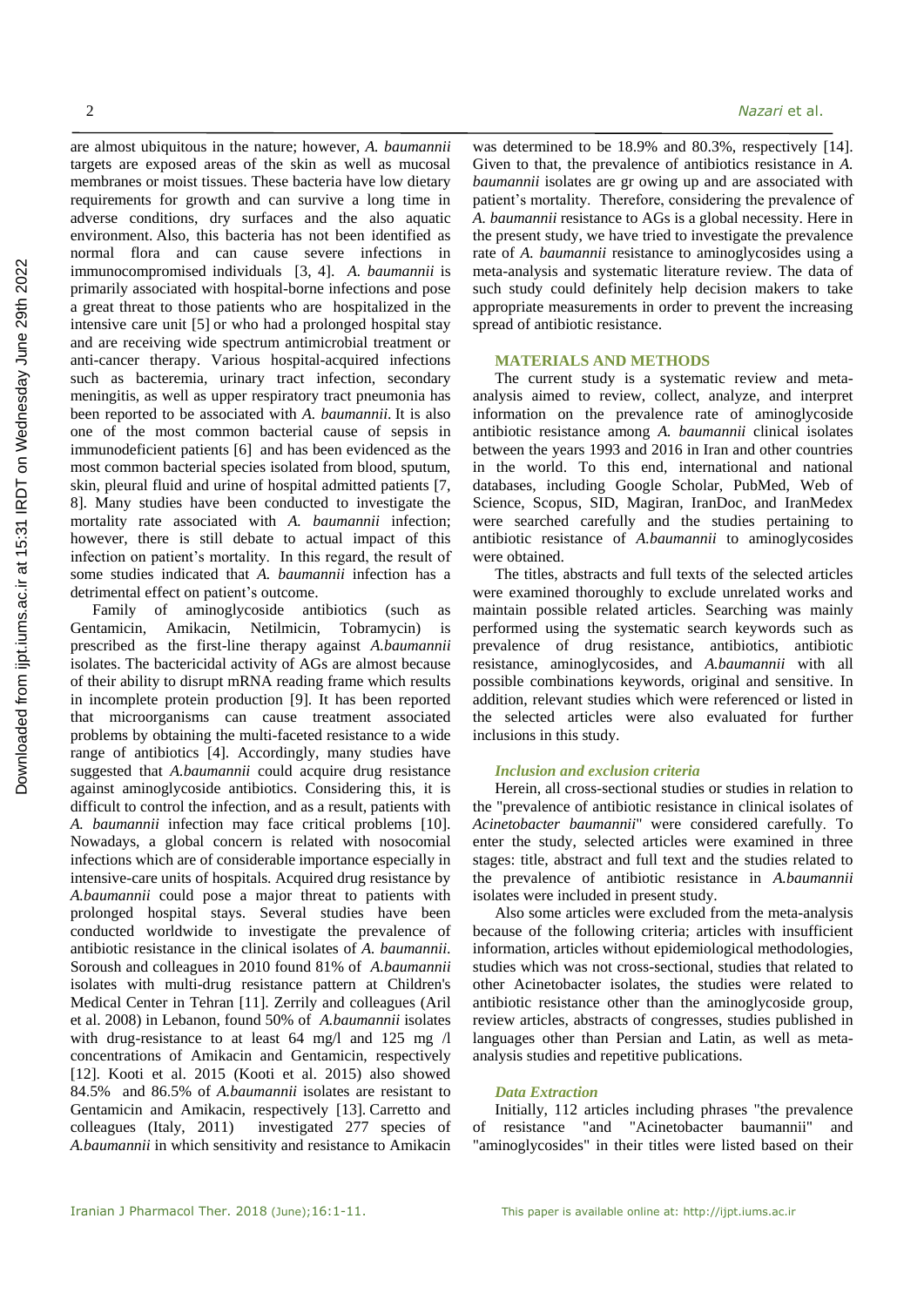are almost ubiquitous in the nature; however, *A. baumannii* targets are exposed areas of the skin as well as mucosal membranes or moist tissues. These bacteria have low dietary requirements for growth and can survive a long time in adverse conditions, dry surfaces and the also aquatic environment. Also, this bacteria has not been identified as normal flora and can cause severe infections in immunocompromised individuals [3, 4]. *A. baumannii* is primarily associated with hospital-borne infections and pose a great threat to those patients who are hospitalized in the intensive care unit [5] or who had a prolonged hospital stay and are receiving wide spectrum antimicrobial treatment or anti-cancer therapy. Various hospital-acquired infections such as bacteremia, urinary tract infection, secondary meningitis, as well as upper respiratory tract pneumonia has been reported to be associated with *A. baumannii*. It is also one of the most common bacterial cause of sepsis in immunodeficient patients [6] and has been evidenced as the most common bacterial species isolated from blood, sputum, skin, pleural fluid and urine of hospital admitted patients [7, 8]. Many studies have been conducted to investigate the mortality rate associated with *A. baumannii* infection; however, there is still debate to actual impact of this infection on patient's mortality. In this regard, the result of some studies indicated that *A. baumannii* infection has a detrimental effect on patient's outcome.

Family of aminoglycoside antibiotics (such as Gentamicin, Amikacin, Netilmicin, Tobramycin) is prescribed as the first-line therapy against *A.baumannii* isolates. The bactericidal activity of AGs are almost because of their ability to disrupt mRNA reading frame which results in incomplete protein production [9]. It has been reported that microorganisms can cause treatment associated problems by obtaining the multi-faceted resistance to a wide range of antibiotics [4]. Accordingly, many studies have suggested that *A.baumannii* could acquire drug resistance against aminoglycoside antibiotics. Considering this, it is difficult to control the infection, and as a result, patients with *A. baumannii* infection may face critical problems [10]. Nowadays, a global concern is related with nosocomial infections which are of considerable importance especially in intensive-care units of hospitals. Acquired drug resistance by *A.baumannii* could pose a major threat to patients with prolonged hospital stays. Several studies have been conducted worldwide to investigate the prevalence of antibiotic resistance in the clinical isolates of *A. baumannii*. Soroush and colleagues in 2010 found 81% of *A.baumannii* isolates with multi-drug resistance pattern at Children's Medical Center in Tehran [11]. Zerrily and colleagues (Aril et al. 2008) in Lebanon, found 50% of *A.baumannii* isolates with drug-resistance to at least 64 mg/l and 125 mg /l concentrations of Amikacin and Gentamicin, respectively [12]. Kooti et al. 2015 (Kooti et al. 2015) also showed 84.5% and 86.5% of *A.baumannii* isolates are resistant to Gentamicin and Amikacin, respectively [13]. Carretto and colleagues (Italy, 2011) investigated 277 species of *A.baumannii* in which sensitivity and resistance to Amikacin was determined to be 18.9% and 80.3%, respectively [14]. Given to that, the prevalence of antibiotics resistance in *A. baumannii* isolates are gr owing up and are associated with patient's mortality. Therefore, considering the prevalence of *A. baumannii* resistance to AGs is a global necessity. Here in the present study, we have tried to investigate the prevalence rate of *A. baumannii* resistance to aminoglycosides using a meta-analysis and systematic literature review. The data of such study could definitely help decision makers to take appropriate measurements in order to prevent the increasing spread of antibiotic resistance.

## MATERIALS AND METHODS

The current study is a systematic review and meta-analysis aimed to review, collect, analyze, and interpret information on the prevalence rate of aminoglycoside antibiotic resistance among *A. baumannii* clinical isolates between the years 1993 and 2016 in Iran and other countries in the world. To this end, international and national databases, including Google Scholar, PubMed, Web of Science, Scopus, SID, Magiran, IranDoc, and IranMedex were searched carefully and the studies pertaining to antibiotic resistance of *A.baumannii* to aminoglycosides were obtained.

The titles, abstracts and full texts of the selected articles were examined thoroughly to exclude unrelated works and maintain possible related articles. Searching was mainly performed using the systematic search keywords such as prevalence of drug resistance, antibiotics, antibiotic resistance, aminoglycosides, and *A.baumannii* with all possible combinations keywords, original and sensitive. In addition, relevant studies which were referenced or listed in the selected articles were also evaluated for further inclusions in this study.

### *Inclusion and exclusion criteria*

Herein, all cross-sectional studies or studies in relation to the "prevalence of antibiotic resistance in clinical isolates of *Acinetobacter baumannii*" were considered carefully. To enter the study, selected articles were examined in three stages: title, abstract and full text and the studies related to the prevalence of antibiotic resistance in *A.baumannii* isolates were included in present study.

Also some articles were excluded from the meta-analysis because of the following criteria; articles with insufficient information, articles without epidemiological methodologies, studies which was not cross-sectional, studies that related to other Acinetobacter isolates, the studies were related to antibiotic resistance other than the aminoglycoside group, review articles, abstracts of congresses, studies published in languages other than Persian and Latin, as well as meta-analysis studies and repetitive publications.

### *Data Extraction*

Initially, 112 articles including phrases "the prevalence of resistance "and "Acinetobacter baumannii" and "aminoglycosides" in their titles were listed based on their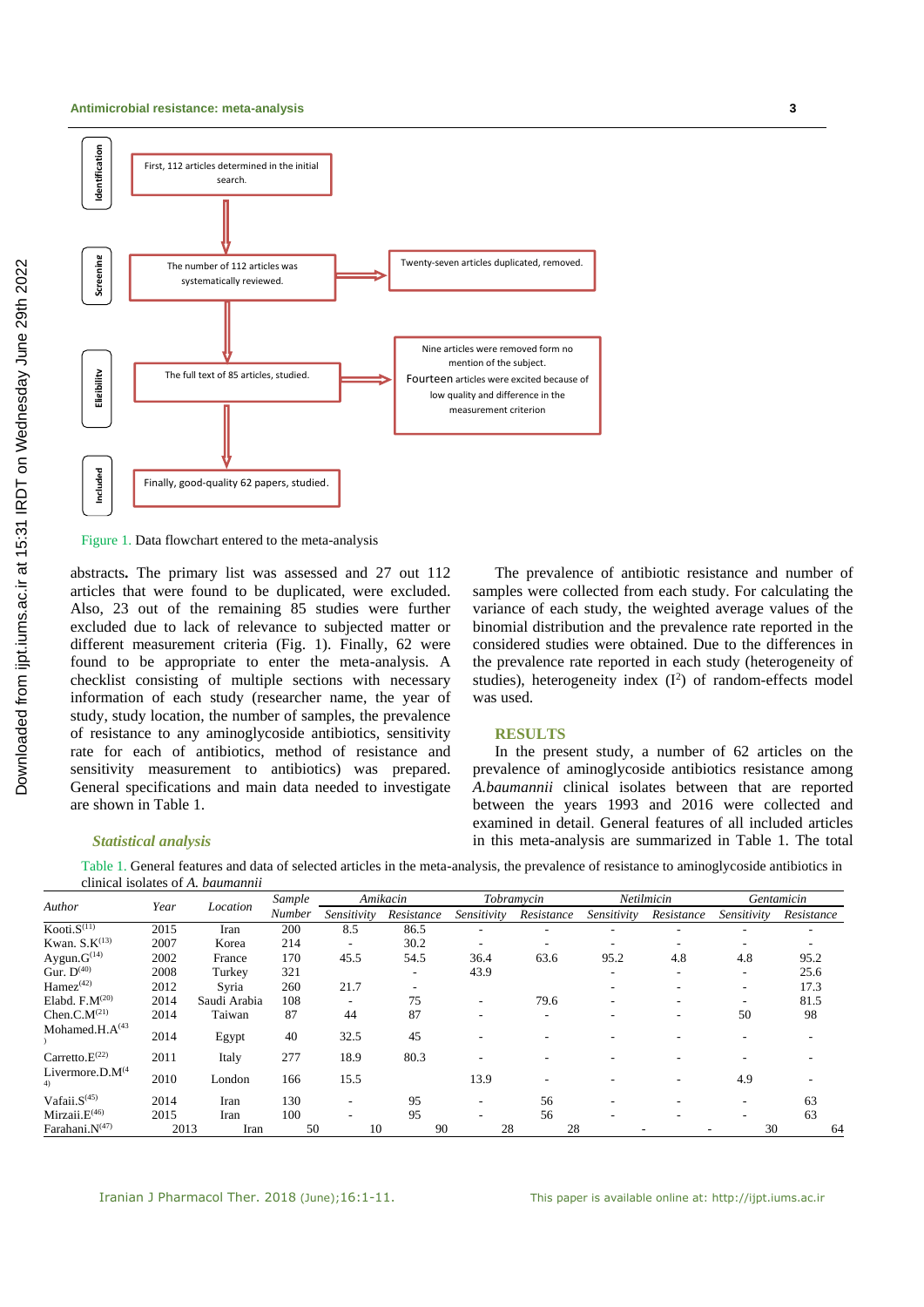Identification

First, 112 articles determined in the initial search.

Screening

The number of 112 articles was systematically reviewed.

Twenty-seven articles duplicated, removed.

Eligibility

The full text of 85 articles, studied.

Nine articles were removed form no mention of the subject. Fourteen articles were excited because of low quality and difference in the measurement criterion

Included

Finally, good-quality 62 papers, studied.

Figure 1. Data flowchart entered to the meta-analysis

abstracts**.** The primary list was assessed and 27 out 112 articles that were found to be duplicated, were excluded. Also, 23 out of the remaining 85 studies were further excluded due to lack of relevance to subjected matter or different measurement criteria (Fig. 1). Finally, 62 were found to be appropriate to enter the meta-analysis. A checklist consisting of multiple sections with necessary information of each study (researcher name, the year of study, study location, the number of samples, the prevalence of resistance to any aminoglycoside antibiotics, sensitivity rate for each of antibiotics, method of resistance and sensitivity measurement to antibiotics) was prepared. General specifications and main data needed to investigate are shown in Table 1.

### *Statistical analysis*

The prevalence of antibiotic resistance and number of samples were collected from each study. For calculating the variance of each study, the weighted average values of the binomial distribution and the prevalence rate reported in the considered studies were obtained. Due to the differences in the prevalence rate reported in each study (heterogeneity of studies), heterogeneity index ($I^2$) of random-effects model was used.

## RESULTS

In the present study, a number of 62 articles on the prevalence of aminoglycoside antibiotics resistance among *A.baumannii* clinical isolates between that are reported between the years 1993 and 2016 were collected and examined in detail. General features of all included articles in this meta-analysis are summarized in Table 1. The total

Table 1. General features and data of selected articles in the meta-analysis, the prevalence of resistance to aminoglycoside antibiotics in clinical isolates of *A. baumannii*

| *Author* | *Year* | *Location* | *Sample Number* | *Amikacin* | | *Tobramycin* | | *Netilmicin* | | *Gentamicin* | |
|---|---|---|---|---|---|---|---|---|---|---|---|
| | | | | *Sensitivity* | *Resistance* | *Sensitivity* | *Resistance* | *Sensitivity* | *Resistance* | *Sensitivity* | *Resistance* |
| Kooti.S[11] | 2015 | Iran | 200 | 8.5 | 86.5 | - | - | - | - | - | - |
| Kwan. S.K[13] | 2007 | Korea | 214 | - | 30.2 | - | - | - | - | - | - |
| Aygun.G[14] | 2002 | France | 170 | 45.5 | 54.5 | 36.4 | 63.6 | 95.2 | 4.8 | 4.8 | 95.2 |
| Gur. D[40] | 2008 | Turkey | 321 | | - | 43.9 | | - | - | - | 25.6 |
| Hamez[42] | 2012 | Syria | 260 | 21.7 | - | | | - | - | - | 17.3 |
| Elabd. F.M[20] | 2014 | Saudi Arabia | 108 | - | 75 | - | 79.6 | - | - | - | 81.5 |
| Chen.C.M[21] | 2014 | Taiwan | 87 | 44 | 87 | - | - | - | - | 50 | 98 |
| Mohamed.H.A[43] | 2014 | Egypt | 40 | 32.5 | 45 | - | - | - | - | - | - |
| Carretto.E[22] | 2011 | Italy | 277 | 18.9 | 80.3 | - | - | - | - | - | - |
| Livermore.D.M[44] | 2010 | London | 166 | 15.5 | | 13.9 | - | - | - | 4.9 | - |
| Vafaii.S[45] | 2014 | Iran | 130 | - | 95 | - | 56 | - | - | - | 63 |
| Mirzaii.E[46] | 2015 | Iran | 100 | - | 95 | - | 56 | - | - | - | 63 |
| Farahani.N[47] | 2013 | Iran | 50 | 10 | 90 | 28 | 28 | - | - | 30 | 64 |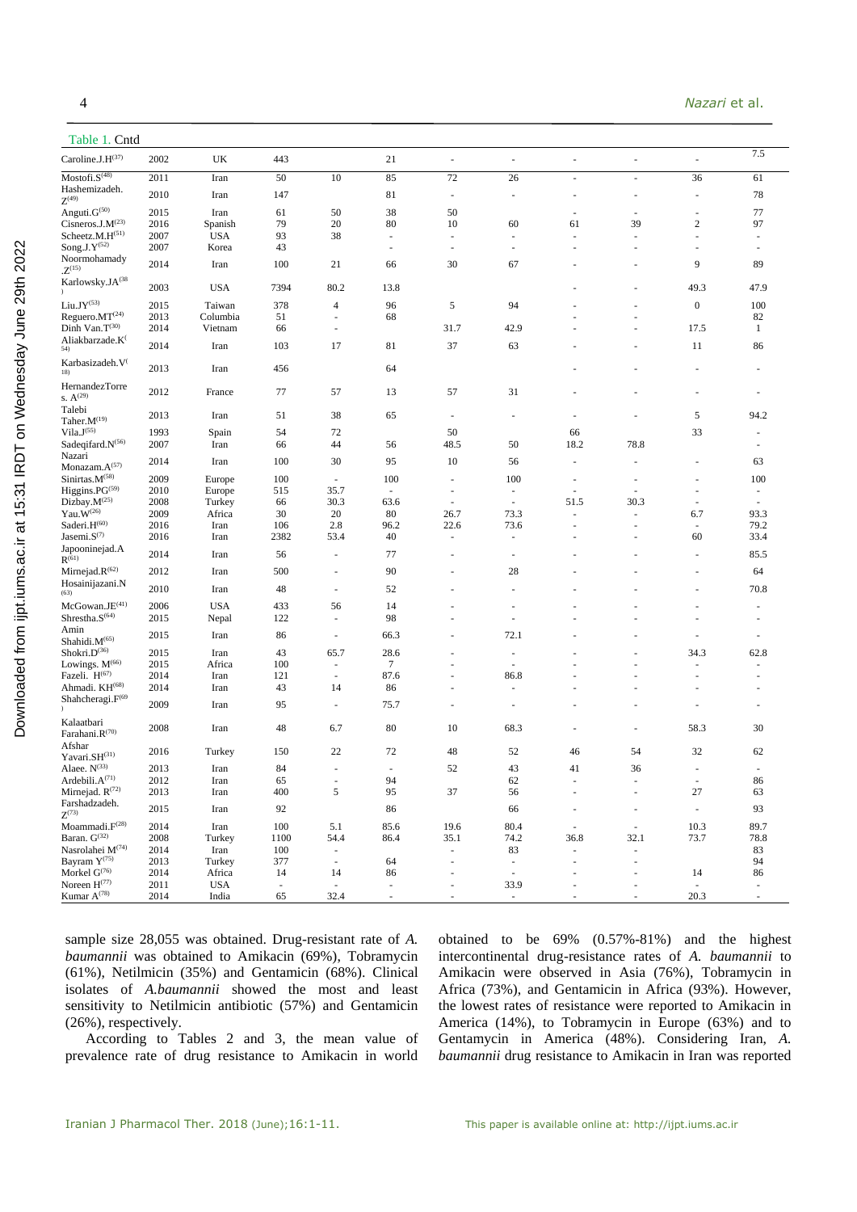Table 1. Cntd

| | | | | | | | | | | | |
|---|---|---|---|---|---|---|---|---|---|---|---|
| Caroline.J.H[37] | 2002 | UK | 443 | | 21 | - | - | - | - | - | 7.5 |
| Mostofi.S[48] | 2011 | Iran | 50 | 10 | 85 | 72 | 26 | - | - | 36 | 61 |
| Hashemizadeh. Z[49] | 2010 | Iran | 147 | | 81 | - | - | - | - | - | 78 |
| Anguti.G[50] | 2015 | Iran | 61 | 50 | 38 | 50 | | - | - | - | 77 |
| Cisneros.J.M[23] | 2016 | Spanish | 79 | 20 | 80 | 10 | 60 | 61 | 39 | 2 | 97 |
| Scheetz.M.H[51] | 2007 | USA | 93 | 38 | - | - | - | - | - | - | - |
| Song.J.Y[52] | 2007 | Korea | 43 | | - | - | - | - | - | - | - |
| Noormohamady .Z[15] | 2014 | Iran | 100 | 21 | 66 | 30 | 67 | - | - | 9 | 89 |
| Karlowsky.JA[38] | 2003 | USA | 7394 | 80.2 | 13.8 | | | - | - | 49.3 | 47.9 |
| Liu.JY[53] | 2015 | Taiwan | 378 | 4 | 96 | 5 | 94 | - | - | 0 | 100 |
| Reguero.MT[24] | 2013 | Columbia | 51 | - | 68 | | | - | - | | 82 |
| Dinh Van.T[30] | 2014 | Vietnam | 66 | - | | 31.7 | 42.9 | - | - | 17.5 | 1 |
| Aliakbarzade.K[54] | 2014 | Iran | 103 | 17 | 81 | 37 | 63 | - | - | 11 | 86 |
| Karbasizadeh.V[18] | 2013 | Iran | 456 | | 64 | | | - | - | - | - |
| HernandezTorres. A[29] | 2012 | France | 77 | 57 | 13 | 57 | 31 | - | - | - | - |
| Talebi Taher.M[19] | 2013 | Iran | 51 | 38 | 65 | - | - | - | - | 5 | 94.2 |
| Vila.J[55] | 1993 | Spain | 54 | 72 | | 50 | | 66 | | 33 | - |
| Sadeqifard.N[56] | 2007 | Iran | 66 | 44 | 56 | 48.5 | 50 | 18.2 | 78.8 | - | - |
| Nazari Monazam.A[57] | 2014 | Iran | 100 | 30 | 95 | 10 | 56 | - | - | - | 63 |
| Sinirtas.M[58] | 2009 | Europe | 100 | - | 100 | - | 100 | - | - | - | 100 |
| Higgins.PG[59] | 2010 | Europe | 515 | 35.7 | - | - | - | - | - | - | - |
| Dizbay.M[25] | 2008 | Turkey | 66 | 30.3 | 63.6 | - | - | 51.5 | 30.3 | - | - |
| Yau.W[26] | 2009 | Africa | 30 | 20 | 80 | 26.7 | 73.3 | - | - | 6.7 | 93.3 |
| Saderi.H[60] | 2016 | Iran | 106 | 2.8 | 96.2 | 22.6 | 73.6 | - | - | - | 79.2 |
| Jasemi.S[7] | 2016 | Iran | 2382 | 53.4 | 40 | - | - | - | - | 60 | 33.4 |
| Japooninejad.A R[61] | 2014 | Iran | 56 | - | 77 | - | - | - | - | - | 85.5 |
| Mirnejad.R[62] | 2012 | Iran | 500 | - | 90 | - | 28 | - | - | - | 64 |
| Hosainijazani.N[63] | 2010 | Iran | 48 | - | 52 | - | - | - | - | - | 70.8 |
| McGowan.JE[41] | 2006 | USA | 433 | 56 | 14 | - | - | - | - | - | - |
| Shrestha.S[64] | 2015 | Nepal | 122 | - | 98 | - | - | - | - | - | - |
| Amin Shahidi.M[65] | 2015 | Iran | 86 | - | 66.3 | - | 72.1 | - | - | - | - |
| Shokri.D[36] | 2015 | Iran | 43 | 65.7 | 28.6 | - | - | - | - | 34.3 | 62.8 |
| Lowings. M[66] | 2015 | Africa | 100 | - | 7 | - | - | - | - | - | - |
| Fazeli. H[67] | 2014 | Iran | 121 | - | 87.6 | - | 86.8 | - | - | - | - |
| Ahmadi. KH[68] | 2014 | Iran | 43 | 14 | 86 | - | - | - | - | - | - |
| Shahcheragi.F[69] | 2009 | Iran | 95 | - | 75.7 | - | - | - | - | - | - |
| Kalaatbari Farahani.R[70] | 2008 | Iran | 48 | 6.7 | 80 | 10 | 68.3 | - | - | 58.3 | 30 |
| Afshar Yavari.SH[31] | 2016 | Turkey | 150 | 22 | 72 | 48 | 52 | 46 | 54 | 32 | 62 |
| Alaee. N[33] | 2013 | Iran | 84 | - | - | 52 | 43 | 41 | 36 | - | - |
| Ardebili.A[71] | 2012 | Iran | 65 | - | 94 | | 62 | - | - | - | 86 |
| Mirnejad. R[72] | 2013 | Iran | 400 | 5 | 95 | 37 | 56 | - | - | 27 | 63 |
| Farshadzadeh. Z[73] | 2015 | Iran | 92 | | 86 | | 66 | - | - | - | 93 |
| Moammadi.F[28] | 2014 | Iran | 100 | 5.1 | 85.6 | 19.6 | 80.4 | - | - | 10.3 | 89.7 |
| Baran. G[32] | 2008 | Turkey | 1100 | 54.4 | 86.4 | 35.1 | 74.2 | 36.8 | 32.1 | 73.7 | 78.8 |
| Nasrolahei M[74] | 2014 | Iran | 100 | - | | - | 83 | - | - | | 83 |
| Bayram Y[75] | 2013 | Turkey | 377 | - | 64 | - | - | - | - | | 94 |
| Morkel G[76] | 2014 | Africa | 14 | 14 | 86 | - | - | - | - | 14 | 86 |
| Noreen H[77] | 2011 | USA | - | - | - | - | 33.9 | - | - | - | - |
| Kumar A[78] | 2014 | India | 65 | 32.4 | - | - | - | - | - | 20.3 | - |

sample size 28,055 was obtained. Drug-resistant rate of *A. baumannii* was obtained to Amikacin (69%), Tobramycin (61%), Netilmicin (35%) and Gentamicin (68%). Clinical isolates of *A.baumannii* showed the most and least sensitivity to Netilmicin antibiotic (57%) and Gentamicin (26%), respectively.

According to Tables 2 and 3, the mean value of prevalence rate of drug resistance to Amikacin in world obtained to be 69% (0.57%-81%) and the highest intercontinental drug-resistance rates of *A. baumannii* to Amikacin were observed in Asia (76%), Tobramycin in Africa (73%), and Gentamicin in Africa (93%). However, the lowest rates of resistance were reported to Amikacin in America (14%), to Tobramycin in Europe (63%) and to Gentamycin in America (48%). Considering Iran, *A. baumannii* drug resistance to Amikacin in Iran was reported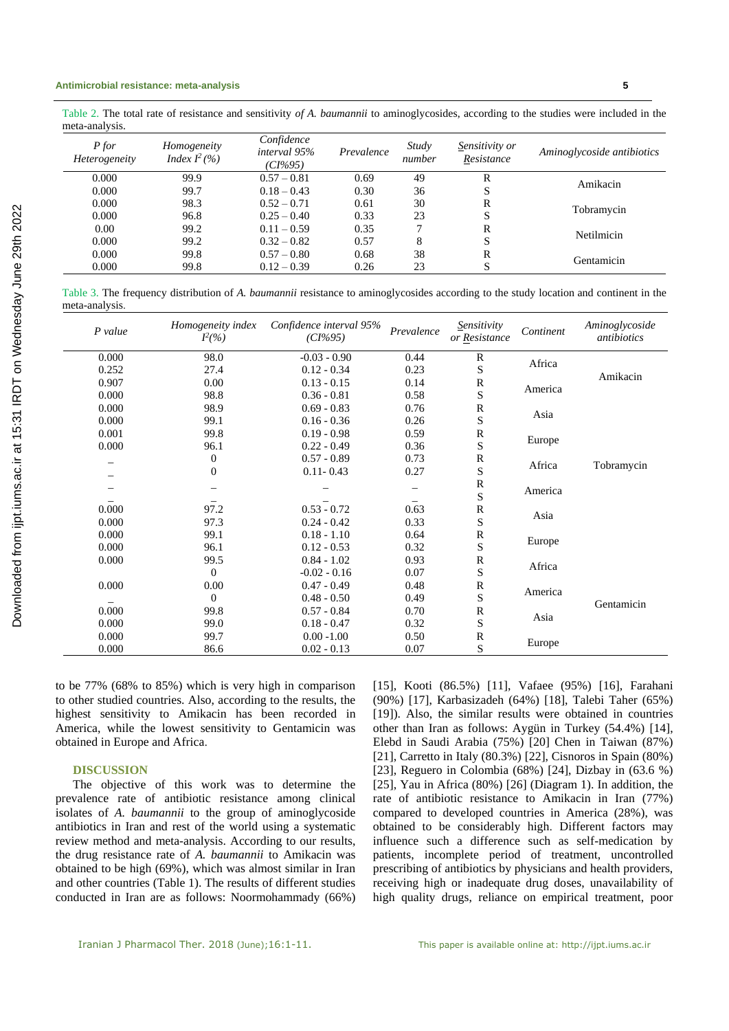Table 2. The total rate of resistance and sensitivity *of A. baumannii* to aminoglycosides, according to the studies were included in the meta-analysis.

| P for Heterogeneity | Homogeneity Index $I^2$(%) | Confidence interval 95% (CI%95) | Prevalence | Study number | Sensitivity or Resistance | Aminoglycoside antibiotics |
|---|---|---|---|---|---|---|
| 0.000 | 99.9 | 0.57 – 0.81 | 0.69 | 49 | R | Amikacin |
| 0.000 | 99.7 | 0.18 – 0.43 | 0.30 | 36 | S | |
| 0.000 | 98.3 | 0.52 – 0.71 | 0.61 | 30 | R | Tobramycin |
| 0.000 | 96.8 | 0.25 – 0.40 | 0.33 | 23 | S | |
| 0.00 | 99.2 | 0.11 – 0.59 | 0.35 | 7 | R | Netilmicin |
| 0.000 | 99.2 | 0.32 – 0.82 | 0.57 | 8 | S | |
| 0.000 | 99.8 | 0.57 – 0.80 | 0.68 | 38 | R | Gentamicin |
| 0.000 | 99.8 | 0.12 – 0.39 | 0.26 | 23 | S | |

Table 3. The frequency distribution of *A. baumannii* resistance to aminoglycosides according to the study location and continent in the meta-analysis.

| P value | Homogeneity index $I^2$(%) | Confidence interval 95% (CI%95) | Prevalence | Sensitivity or Resistance | Continent | Aminoglycoside antibiotics |
|---|---|---|---|---|---|---|
| 0.000 | 98.0 | -0.03 - 0.90 | 0.44 | R | Africa | Amikacin |
| 0.252 | 27.4 | 0.12 - 0.34 | 0.23 | S | | |
| 0.907 | 0.00 | 0.13 - 0.15 | 0.14 | R | America | |
| 0.000 | 98.8 | 0.36 - 0.81 | 0.58 | S | | |
| 0.000 | 98.9 | 0.69 - 0.83 | 0.76 | R | Asia | |
| 0.000 | 99.1 | 0.16 - 0.36 | 0.26 | S | | |
| 0.001 | 99.8 | 0.19 - 0.98 | 0.59 | R | Europe | |
| 0.000 | 96.1 | 0.22 - 0.49 | 0.36 | S | | |
| – | 0 | 0.57 - 0.89 | 0.73 | R | Africa | Tobramycin |
| – | 0 | 0.11- 0.43 | 0.27 | S | | |
| – | – | – | – | R | America | |
| – | – | – | – | S | | |
| 0.000 | 97.2 | 0.53 - 0.72 | 0.63 | R | Asia | |
| 0.000 | 97.3 | 0.24 - 0.42 | 0.33 | S | | |
| 0.000 | 99.1 | 0.18 - 1.10 | 0.64 | R | Europe | |
| 0.000 | 96.1 | 0.12 - 0.53 | 0.32 | S | | |
| 0.000 | 99.5 | 0.84 - 1.02 | 0.93 | R | Africa | Gentamicin |
| | 0 | -0.02 - 0.16 | 0.07 | S | | |
| 0.000 | 0.00 | 0.47 - 0.49 | 0.48 | R | America | |
| – | 0 | 0.48 - 0.50 | 0.49 | S | | |
| 0.000 | 99.8 | 0.57 - 0.84 | 0.70 | R | Asia | |
| 0.000 | 99.0 | 0.18 - 0.47 | 0.32 | S | | |
| 0.000 | 99.7 | 0.00 -1.00 | 0.50 | R | Europe | |
| 0.000 | 86.6 | 0.02 - 0.13 | 0.07 | S | | |

to be 77% (68% to 85%) which is very high in comparison to other studied countries. Also, according to the results, the highest sensitivity to Amikacin has been recorded in America, while the lowest sensitivity to Gentamicin was obtained in Europe and Africa.

## DISCUSSION

The objective of this work was to determine the prevalence rate of antibiotic resistance among clinical isolates of *A. baumannii* to the group of aminoglycoside antibiotics in Iran and rest of the world using a systematic review method and meta-analysis. According to our results, the drug resistance rate of *A. baumannii* to Amikacin was obtained to be high (69%), which was almost similar in Iran and other countries (Table 1). The results of different studies conducted in Iran are as follows: Noormohammady (66%) [15], Kooti (86.5%) [11], Vafaee (95%) [16], Farahani (90%) [17], Karbasizadeh (64%) [18], Talebi Taher (65%) [19]). Also, the similar results were obtained in countries other than Iran as follows: Aygün in Turkey (54.4%) [14], Elebd in Saudi Arabia (75%) [20] Chen in Taiwan (87%) [21], Carretto in Italy (80.3%) [22], Cisnoros in Spain (80%) [23], Reguero in Colombia (68%) [24], Dizbay in (63.6 %) [25], Yau in Africa (80%) [26] (Diagram 1). In addition, the rate of antibiotic resistance to Amikacin in Iran (77%) compared to developed countries in America (28%), was obtained to be considerably high. Different factors may influence such a difference such as self-medication by patients, incomplete period of treatment, uncontrolled prescribing of antibiotics by physicians and health providers, receiving high or inadequate drug doses, unavailability of high quality drugs, reliance on empirical treatment, poor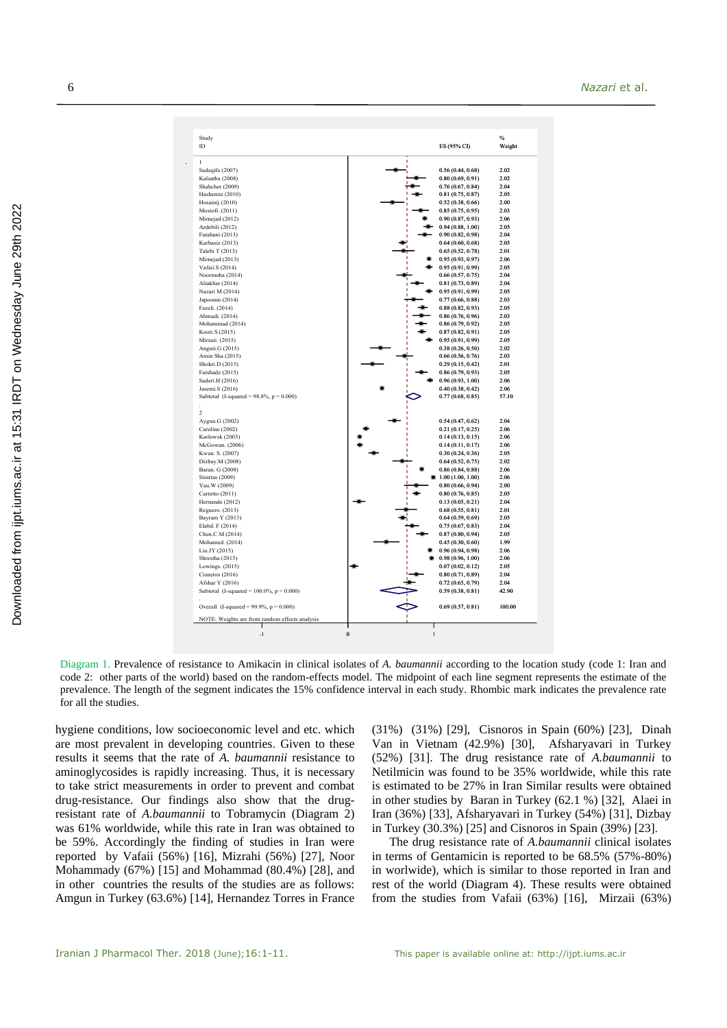| Study ID | ES (95% CI) | % Weight |
|---|---|---|
| 1 | | |
| Sadeqifa (2007) | 0.56 (0.44, 0.68) | 2.02 |
| Kalaatba (2008) | 0.80 (0.69, 0.91) | 2.02 |
| Shahcher (2009) | 0.76 (0.67, 0.84) | 2.04 |
| Hashemiz (2010) | 0.81 (0.75, 0.87) | 2.05 |
| Hosainij (2010) | 0.52 (0.38, 0.66) | 2.00 |
| Mostofi. (2011) | 0.85 (0.75, 0.95) | 2.03 |
| Mirnejad (2012) | 0.90 (0.87, 0.93) | 2.06 |
| Ardebili (2012) | 0.94 (0.88, 1.00) | 2.05 |
| Farahani (2013) | 0.90 (0.82, 0.98) | 2.04 |
| Karbasiz (2013) | 0.64 (0.60, 0.68) | 2.05 |
| Talebi T (2013) | 0.65 (0.52, 0.78) | 2.01 |
| Mirnejad (2013) | 0.95 (0.93, 0.97) | 2.06 |
| Vafaii.S (2014) | 0.95 (0.91, 0.99) | 2.05 |
| Noormoha (2014) | 0.66 (0.57, 0.75) | 2.04 |
| Aliakbar (2014) | 0.81 (0.73, 0.89) | 2.04 |
| Nazari M (2014) | 0.95 (0.91, 0.99) | 2.05 |
| Japoonin (2014) | 0.77 (0.66, 0.88) | 2.03 |
| Fazeli. (2014) | 0.88 (0.82, 0.93) | 2.05 |
| Ahmadi. (2014) | 0.86 (0.76, 0.96) | 2.03 |
| Mohammad (2014) | 0.86 (0.79, 0.92) | 2.05 |
| Kooti.S (2015) | 0.87 (0.82, 0.91) | 2.05 |
| Mirzaii. (2015) | 0.95 (0.91, 0.99) | 2.05 |
| Anguti.G (2015) | 0.38 (0.26, 0.50) | 2.02 |
| Amin Sha (2015) | 0.66 (0.56, 0.76) | 2.03 |
| Shokri.D (2015) | 0.29 (0.15, 0.42) | 2.01 |
| Farshadz (2015) | 0.86 (0.79, 0.93) | 2.05 |
| Saderi.H (2016) | 0.96 (0.93, 1.00) | 2.06 |
| Jasemi.S (2016) | 0.40 (0.38, 0.42) | 2.06 |
| Subtotal (I-squared = 98.8%, p = 0.000) | 0.77 (0.68, 0.85) | 57.10 |
| 2 | | |
| Aygun.G (2002) | 0.54 (0.47, 0.62) | 2.04 |
| Caroline (2002) | 0.21 (0.17, 0.25) | 2.06 |
| Karlowsk (2003) | 0.14 (0.13, 0.15) | 2.06 |
| McGowan. (2006) | 0.14 (0.11, 0.17) | 2.06 |
| Kwan. S. (2007) | 0.30 (0.24, 0.36) | 2.05 |
| Dizbay.M (2008) | 0.64 (0.52, 0.75) | 2.02 |
| Baran. G (2008) | 0.86 (0.84, 0.88) | 2.06 |
| Sinirtas (2009) | 1.00 (1.00, 1.00) | 2.06 |
| Yau.W (2009) | 0.80 (0.66, 0.94) | 2.00 |
| Carretto (2011) | 0.80 (0.76, 0.85) | 2.05 |
| Hernande (2012) | 0.13 (0.05, 0.21) | 2.04 |
| Reguero. (2013) | 0.68 (0.55, 0.81) | 2.01 |
| Bayram Y (2013) | 0.64 (0.59, 0.69) | 2.05 |
| Elabd. F (2014) | 0.75 (0.67, 0.83) | 2.04 |
| Chen.C.M (2014) | 0.87 (0.80, 0.94) | 2.05 |
| Mohamed. (2014) | 0.45 (0.30, 0.60) | 1.99 |
| Liu.JY (2015) | 0.96 (0.94, 0.98) | 2.06 |
| Shrestha (2015) | 0.98 (0.96, 1.00) | 2.06 |
| Lowings. (2015) | 0.07 (0.02, 0.12) | 2.05 |
| Cisneros (2016) | 0.80 (0.71, 0.89) | 2.04 |
| Afshar Y (2016) | 0.72 (0.65, 0.79) | 2.04 |
| Subtotal (I-squared = 100.0%, p = 0.000) | 0.59 (0.38, 0.81) | 42.90 |
| Overall (I-squared = 99.9%, p = 0.000) | 0.69 (0.57, 0.81) | 100.00 |

NOTE: Weights are from random effects analysis

Diagram 1. Prevalence of resistance to Amikacin in clinical isolates of *A. baumannii* according to the location study (code 1: Iran and code 2: other parts of the world) based on the random-effects model. The midpoint of each line segment represents the estimate of the prevalence. The length of the segment indicates the 15% confidence interval in each study. Rhombic mark indicates the prevalence rate for all the studies.

hygiene conditions, low socioeconomic level and etc. which are most prevalent in developing countries. Given to these results it seems that the rate of *A. baumannii* resistance to aminoglycosides is rapidly increasing. Thus, it is necessary to take strict measurements in order to prevent and combat drug-resistance. Our findings also show that the drug-resistant rate of *A.baumannii* to Tobramycin (Diagram 2) was 61% worldwide, while this rate in Iran was obtained to be 59%. Accordingly the finding of studies in Iran were reported by Vafaii (56%) [16], Mizrahi (56%) [27], Noor Mohammady (67%) [15] and Mohammad (80.4%) [28], and in other countries the results of the studies are as follows: Amgun in Turkey (63.6%) [14], Hernandez Torres in France (31%) (31%) [29], Cisnoros in Spain (60%) [23], Dinah Van in Vietnam (42.9%) [30], Afsharyavari in Turkey (52%) [31]. The drug resistance rate of *A.baumannii* to Netilmicin was found to be 35% worldwide, while this rate is estimated to be 27% in Iran Similar results were obtained in other studies by Baran in Turkey (62.1 %) [32], Alaei in Iran (36%) [33], Afsharyavari in Turkey (54%) [31], Dizbay in Turkey (30.3%) [25] and Cisnoros in Spain (39%) [23].

The drug resistance rate of *A.baumannii* clinical isolates in terms of Gentamicin is reported to be 68.5% (57%-80%) in worlwide), which is similar to those reported in Iran and rest of the world (Diagram 4). These results were obtained from the studies from Vafaii (63%) [16], Mirzaii (63%)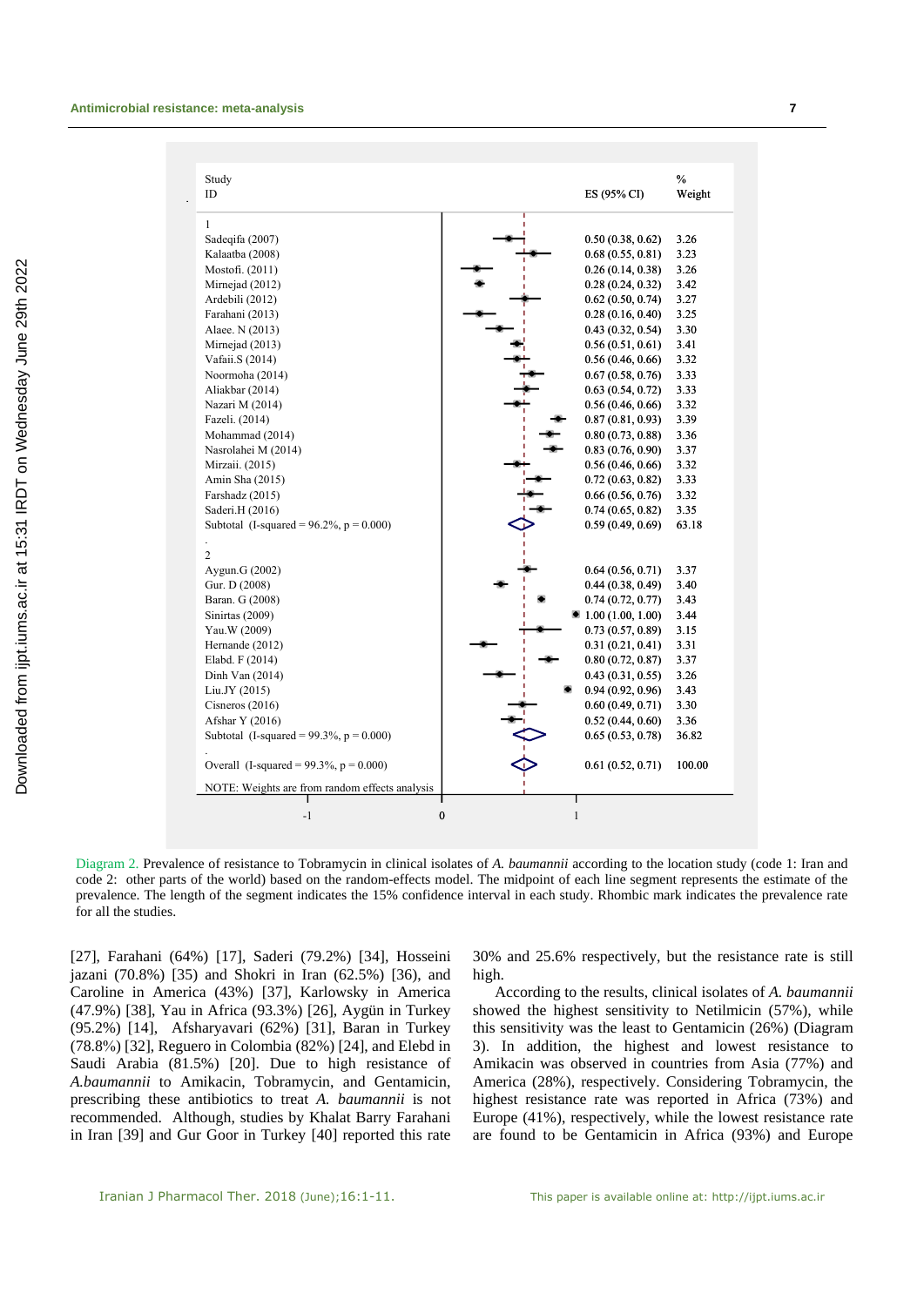| Study ID | ES (95% CI) | % Weight |
|---|---|---|
| **1** | | |
| Sadeqifa (2007) | 0.50 (0.38, 0.62) | 3.26 |
| Kalaatba (2008) | 0.68 (0.55, 0.81) | 3.23 |
| Mostofi. (2011) | 0.26 (0.14, 0.38) | 3.26 |
| Mirnejad (2012) | 0.28 (0.24, 0.32) | 3.42 |
| Ardebili (2012) | 0.62 (0.50, 0.74) | 3.27 |
| Farahani (2013) | 0.28 (0.16, 0.40) | 3.25 |
| Alaee. N (2013) | 0.43 (0.32, 0.54) | 3.30 |
| Mirnejad (2013) | 0.56 (0.51, 0.61) | 3.41 |
| Vafaii.S (2014) | 0.56 (0.46, 0.66) | 3.32 |
| Noormoha (2014) | 0.67 (0.58, 0.76) | 3.33 |
| Aliakbar (2014) | 0.63 (0.54, 0.72) | 3.33 |
| Nazari M (2014) | 0.56 (0.46, 0.66) | 3.32 |
| Fazeli. (2014) | 0.87 (0.81, 0.93) | 3.39 |
| Mohammad (2014) | 0.80 (0.73, 0.88) | 3.36 |
| Nasrolahei M (2014) | 0.83 (0.76, 0.90) | 3.37 |
| Mirzaii. (2015) | 0.56 (0.46, 0.66) | 3.32 |
| Amin Sha (2015) | 0.72 (0.63, 0.82) | 3.33 |
| Farshadz (2015) | 0.66 (0.56, 0.76) | 3.32 |
| Saderi.H (2016) | 0.74 (0.65, 0.82) | 3.35 |
| Subtotal (I-squared = 96.2%, p = 0.000) | 0.59 (0.49, 0.69) | 63.18 |
| **2** | | |
| Aygun.G (2002) | 0.64 (0.56, 0.71) | 3.37 |
| Gur. D (2008) | 0.44 (0.38, 0.49) | 3.40 |
| Baran. G (2008) | 0.74 (0.72, 0.77) | 3.43 |
| Sinirtas (2009) | 1.00 (1.00, 1.00) | 3.44 |
| Yau.W (2009) | 0.73 (0.57, 0.89) | 3.15 |
| Hernande (2012) | 0.31 (0.21, 0.41) | 3.31 |
| Elabd. F (2014) | 0.80 (0.72, 0.87) | 3.37 |
| Dinh Van (2014) | 0.43 (0.31, 0.55) | 3.26 |
| Liu.JY (2015) | 0.94 (0.92, 0.96) | 3.43 |
| Cisneros (2016) | 0.60 (0.49, 0.71) | 3.30 |
| Afshar Y (2016) | 0.52 (0.44, 0.60) | 3.36 |
| Subtotal (I-squared = 99.3%, p = 0.000) | 0.65 (0.53, 0.78) | 36.82 |
| Overall (I-squared = 99.3%, p = 0.000) | 0.61 (0.52, 0.71) | 100.00 |

NOTE: Weights are from random effects analysis

Diagram 2. Prevalence of resistance to Tobramycin in clinical isolates of *A. baumannii* according to the location study (code 1: Iran and code 2: other parts of the world) based on the random-effects model. The midpoint of each line segment represents the estimate of the prevalence. The length of the segment indicates the 15% confidence interval in each study. Rhombic mark indicates the prevalence rate for all the studies.

[27], Farahani (64%) [17], Saderi (79.2%) [34], Hosseini jazani (70.8%) [35] and Shokri in Iran (62.5%) [36], and Caroline in America (43%) [37], Karlowsky in America (47.9%) [38], Yau in Africa (93.3%) [26], Aygün in Turkey (95.2%) [14], Afsharyavari (62%) [31], Baran in Turkey (78.8%) [32], Reguero in Colombia (82%) [24], and Elebd in Saudi Arabia (81.5%) [20]. Due to high resistance of *A.baumannii* to Amikacin, Tobramycin, and Gentamicin, prescribing these antibiotics to treat *A. baumannii* is not recommended. Although, studies by Khalat Barry Farahani in Iran [39] and Gur Goor in Turkey [40] reported this rate 30% and 25.6% respectively, but the resistance rate is still high.

According to the results, clinical isolates of *A. baumannii* showed the highest sensitivity to Netilmicin (57%), while this sensitivity was the least to Gentamicin (26%) (Diagram 3). In addition, the highest and lowest resistance to Amikacin was observed in countries from Asia (77%) and America (28%), respectively. Considering Tobramycin, the highest resistance rate was reported in Africa (73%) and Europe (41%), respectively, while the lowest resistance rate are found to be Gentamicin in Africa (93%) and Europe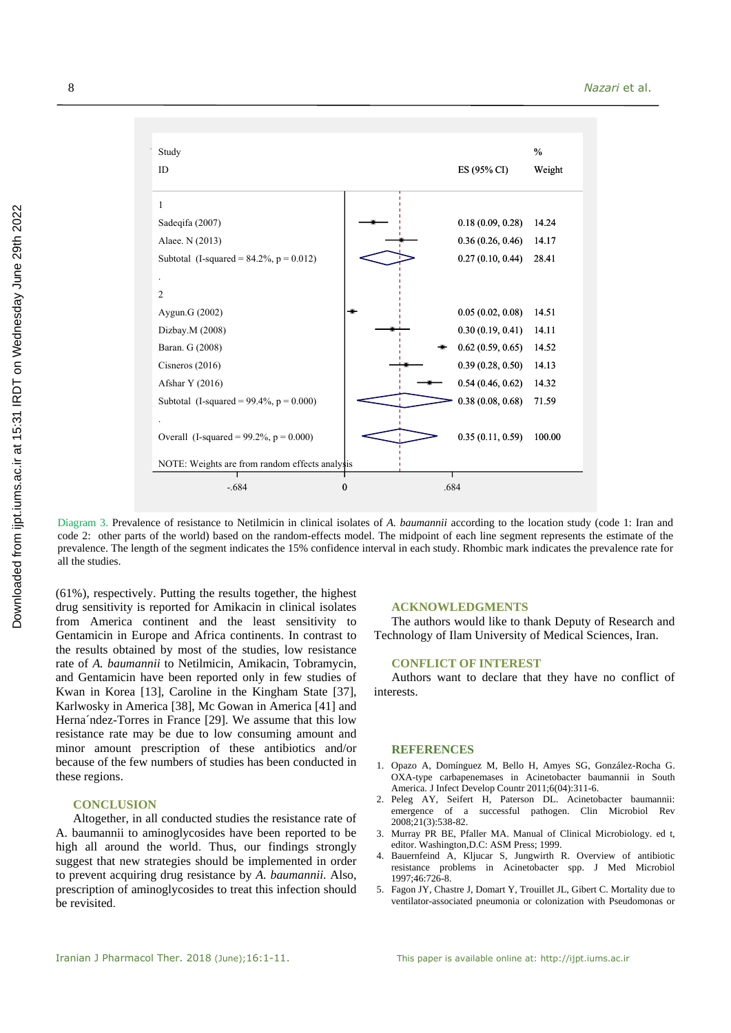| Study ID | ES (95% CI) | % Weight |
|---|---|---|
| **1** | | |
| Sadeqifa (2007) | 0.18 (0.09, 0.28) | 14.24 |
| Alaee. N (2013) | 0.36 (0.26, 0.46) | 14.17 |
| Subtotal (I-squared = 84.2%, p = 0.012) | 0.27 (0.10, 0.44) | 28.41 |
| **2** | | |
| Aygun.G (2002) | 0.05 (0.02, 0.08) | 14.51 |
| Dizbay.M (2008) | 0.30 (0.19, 0.41) | 14.11 |
| Baran. G (2008) | 0.62 (0.59, 0.65) | 14.52 |
| Cisneros (2016) | 0.39 (0.28, 0.50) | 14.13 |
| Afshar Y (2016) | 0.54 (0.46, 0.62) | 14.32 |
| Subtotal (I-squared = 99.4%, p = 0.000) | 0.38 (0.08, 0.68) | 71.59 |
| Overall (I-squared = 99.2%, p = 0.000) | 0.35 (0.11, 0.59) | 100.00 |

NOTE: Weights are from random effects analysis

Axis: -.684, 0, .684

Diagram 3. Prevalence of resistance to Netilmicin in clinical isolates of *A. baumannii* according to the location study (code 1: Iran and code 2: other parts of the world) based on the random-effects model. The midpoint of each line segment represents the estimate of the prevalence. The length of the segment indicates the 15% confidence interval in each study. Rhombic mark indicates the prevalence rate for all the studies.

(61%), respectively. Putting the results together, the highest drug sensitivity is reported for Amikacin in clinical isolates from America continent and the least sensitivity to Gentamicin in Europe and Africa continents. In contrast to the results obtained by most of the studies, low resistance rate of *A. baumannii* to Netilmicin, Amikacin, Tobramycin, and Gentamicin have been reported only in few studies of Kwan in Korea [13], Caroline in the Kingham State [37], Karlwosky in America [38], Mc Gowan in America [41] and Herna´ndez-Torres in France [29]. We assume that this low resistance rate may be due to low consuming amount and minor amount prescription of these antibiotics and/or because of the few numbers of studies has been conducted in these regions.

## CONCLUSION

Altogether, in all conducted studies the resistance rate of A. baumannii to aminoglycosides have been reported to be high all around the world. Thus, our findings strongly suggest that new strategies should be implemented in order to prevent acquiring drug resistance by *A. baumannii*. Also, prescription of aminoglycosides to treat this infection should be revisited.

## ACKNOWLEDGMENTS

The authors would like to thank Deputy of Research and Technology of Ilam University of Medical Sciences, Iran.

## CONFLICT OF INTEREST

Authors want to declare that they have no conflict of interests.

## REFERENCES

1. Opazo A, Domínguez M, Bello H, Amyes SG, González-Rocha G. OXA-type carbapenemases in Acinetobacter baumannii in South America. J Infect Develop Countr 2011;6(04):311-6.
2. Peleg AY, Seifert H, Paterson DL. Acinetobacter baumannii: emergence of a successful pathogen. Clin Microbiol Rev 2008;21(3):538-82.
3. Murray PR BE, Pfaller MA. Manual of Clinical Microbiology. ed t, editor. Washington,D.C: ASM Press; 1999.
4. Bauernfeind A, Kljucar S, Jungwirth R. Overview of antibiotic resistance problems in Acinetobacter spp. J Med Microbiol 1997;46:726-8.
5. Fagon JY, Chastre J, Domart Y, Trouillet JL, Gibert C. Mortality due to ventilator-associated pneumonia or colonization with Pseudomonas or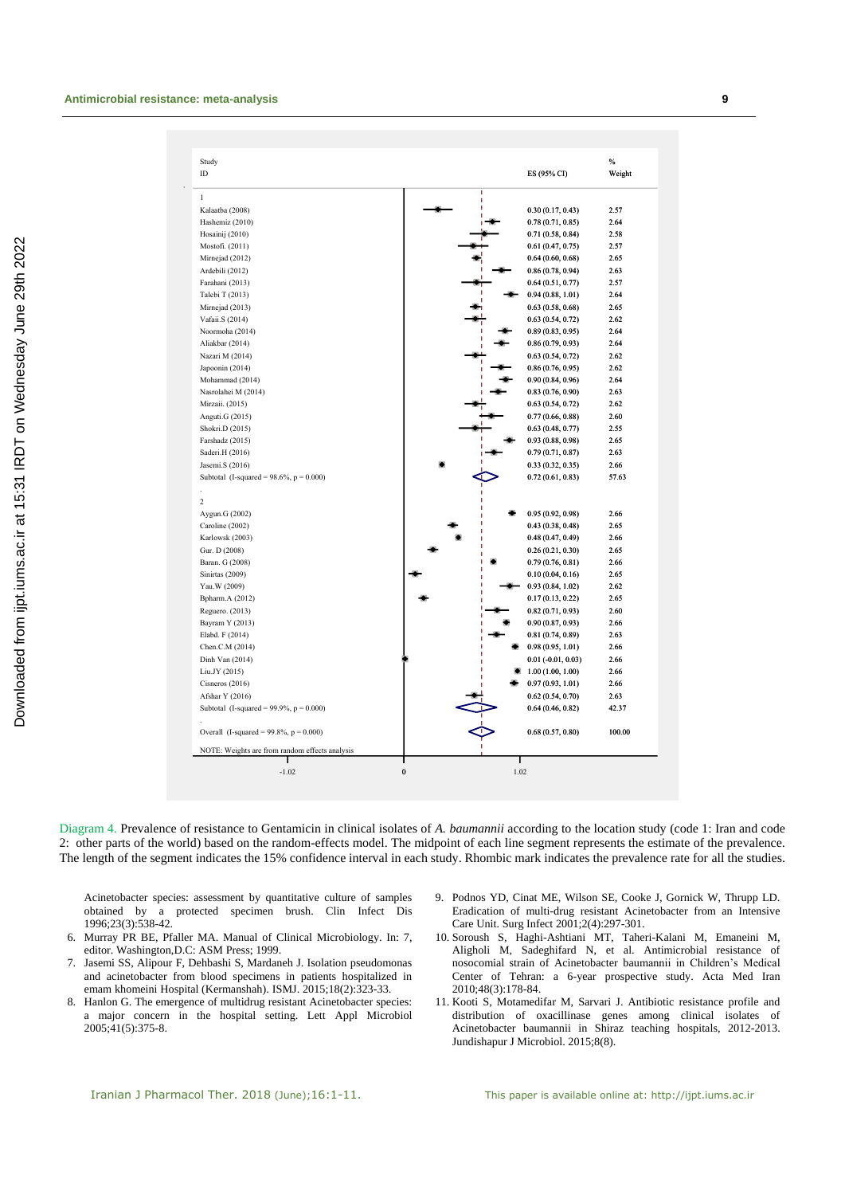| Study ID | ES (95% CI) | % Weight |
|---|---|---|
| **1** | | |
| Kalaatba (2008) | 0.30 (0.17, 0.43) | 2.57 |
| Hashemiz (2010) | 0.78 (0.71, 0.85) | 2.64 |
| Hosainij (2010) | 0.71 (0.58, 0.84) | 2.58 |
| Mostofi. (2011) | 0.61 (0.47, 0.75) | 2.57 |
| Mirnejad (2012) | 0.64 (0.60, 0.68) | 2.65 |
| Ardebili (2012) | 0.86 (0.78, 0.94) | 2.63 |
| Farahani (2013) | 0.64 (0.51, 0.77) | 2.57 |
| Talebi T (2013) | 0.94 (0.88, 1.01) | 2.64 |
| Mirnejad (2013) | 0.63 (0.58, 0.68) | 2.65 |
| Vafaii.S (2014) | 0.63 (0.54, 0.72) | 2.62 |
| Noormoha (2014) | 0.89 (0.83, 0.95) | 2.64 |
| Aliakbar (2014) | 0.86 (0.79, 0.93) | 2.64 |
| Nazari M (2014) | 0.63 (0.54, 0.72) | 2.62 |
| Japoonin (2014) | 0.86 (0.76, 0.95) | 2.62 |
| Mohammad (2014) | 0.90 (0.84, 0.96) | 2.64 |
| Nasrolahei M (2014) | 0.83 (0.76, 0.90) | 2.63 |
| Mirzaii. (2015) | 0.63 (0.54, 0.72) | 2.62 |
| Anguti.G (2015) | 0.77 (0.66, 0.88) | 2.60 |
| Shokri.D (2015) | 0.63 (0.48, 0.77) | 2.55 |
| Farshadz (2015) | 0.93 (0.88, 0.98) | 2.65 |
| Saderi.H (2016) | 0.79 (0.71, 0.87) | 2.63 |
| Jasemi.S (2016) | 0.33 (0.32, 0.35) | 2.66 |
| Subtotal (I-squared = 98.6%, p = 0.000) | 0.72 (0.61, 0.83) | 57.63 |
| **2** | | |
| Aygun.G (2002) | 0.95 (0.92, 0.98) | 2.66 |
| Caroline (2002) | 0.43 (0.38, 0.48) | 2.65 |
| Karlowsk (2003) | 0.48 (0.47, 0.49) | 2.66 |
| Gur. D (2008) | 0.26 (0.21, 0.30) | 2.65 |
| Baran. G (2008) | 0.79 (0.76, 0.81) | 2.66 |
| Sinirtas (2009) | 0.10 (0.04, 0.16) | 2.65 |
| Yau.W (2009) | 0.93 (0.84, 1.02) | 2.62 |
| Bpharm.A (2012) | 0.17 (0.13, 0.22) | 2.65 |
| Reguero. (2013) | 0.82 (0.71, 0.93) | 2.60 |
| Bayram Y (2013) | 0.90 (0.87, 0.93) | 2.66 |
| Elabd. F (2014) | 0.81 (0.74, 0.89) | 2.63 |
| Chen.C.M (2014) | 0.98 (0.95, 1.01) | 2.66 |
| Dinh Van (2014) | 0.01 (-0.01, 0.03) | 2.66 |
| Liu.JY (2015) | 1.00 (1.00, 1.00) | 2.66 |
| Cisneros (2016) | 0.97 (0.93, 1.01) | 2.66 |
| Afshar Y (2016) | 0.62 (0.54, 0.70) | 2.63 |
| Subtotal (I-squared = 99.9%, p = 0.000) | 0.64 (0.46, 0.82) | 42.37 |
| Overall (I-squared = 99.8%, p = 0.000) | 0.68 (0.57, 0.80) | 100.00 |

NOTE: Weights are from random effects analysis

Diagram 4. Prevalence of resistance to Gentamicin in clinical isolates of *A. baumannii* according to the location study (code 1: Iran and code 2: other parts of the world) based on the random-effects model. The midpoint of each line segment represents the estimate of the prevalence. The length of the segment indicates the 15% confidence interval in each study. Rhombic mark indicates the prevalence rate for all the studies.

Acinetobacter species: assessment by quantitative culture of samples obtained by a protected specimen brush. Clin Infect Dis 1996;23(3):538-42.

6. Murray PR BE, Pfaller MA. Manual of Clinical Microbiology. In: 7, editor. Washington,D.C: ASM Press; 1999.
7. Jasemi SS, Alipour F, Dehbashi S, Mardaneh J. Isolation pseudomonas and acinetobacter from blood specimens in patients hospitalized in emam khomeini Hospital (Kermanshah). ISMJ. 2015;18(2):323-33.
8. Hanlon G. The emergence of multidrug resistant Acinetobacter species: a major concern in the hospital setting. Lett Appl Microbiol 2005;41(5):375-8.
9. Podnos YD, Cinat ME, Wilson SE, Cooke J, Gornick W, Thrupp LD. Eradication of multi-drug resistant Acinetobacter from an Intensive Care Unit. Surg Infect 2001;2(4):297-301.
10. Soroush S, Haghi-Ashtiani MT, Taheri-Kalani M, Emaneini M, Aligholi M, Sadeghifard N, et al. Antimicrobial resistance of nosocomial strain of Acinetobacter baumannii in Children's Medical Center of Tehran: a 6-year prospective study. Acta Med Iran 2010;48(3):178-84.
11. Kooti S, Motamedifar M, Sarvari J. Antibiotic resistance profile and distribution of oxacillinase genes among clinical isolates of Acinetobacter baumannii in Shiraz teaching hospitals, 2012-2013. Jundishapur J Microbiol. 2015;8(8).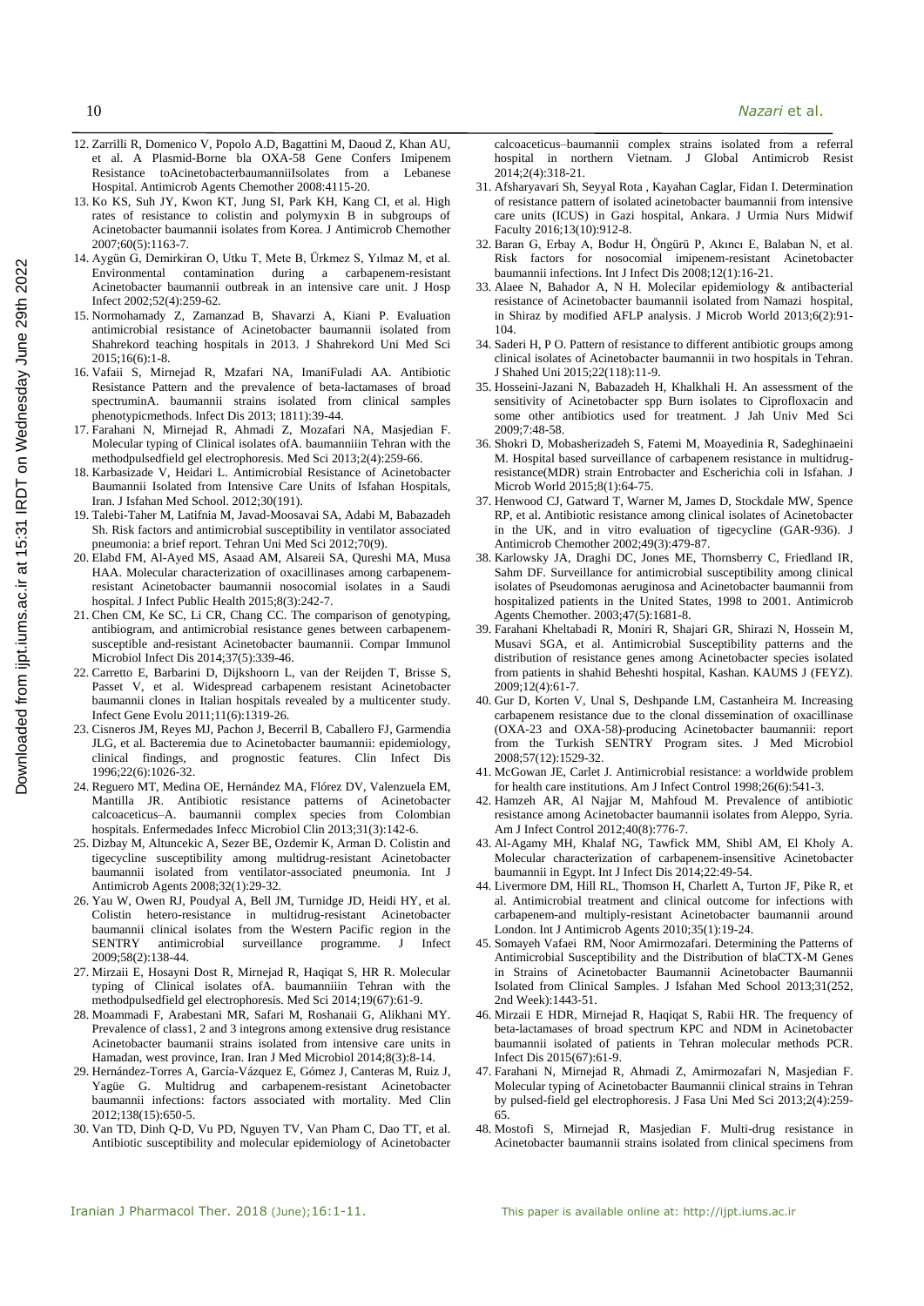12. Zarrilli R, Domenico V, Popolo A.D, Bagattini M, Daoud Z, Khan AU, et al. A Plasmid-Borne bla OXA-58 Gene Confers Imipenem Resistance toAcinetobacterbaumanniiIsolates from a Lebanese Hospital. Antimicrob Agents Chemother 2008:4115-20.
13. Ko KS, Suh JY, Kwon KT, Jung SI, Park KH, Kang CI, et al. High rates of resistance to colistin and polymyxin B in subgroups of Acinetobacter baumannii isolates from Korea. J Antimicrob Chemother 2007;60(5):1163-7.
14. Aygün G, Demirkiran O, Utku T, Mete B, Ürkmez S, Yılmaz M, et al. Environmental contamination during a carbapenem-resistant Acinetobacter baumannii outbreak in an intensive care unit. J Hosp Infect 2002;52(4):259-62.
15. Normohamady Z, Zamanzad B, Shavarzi A, Kiani P. Evaluation antimicrobial resistance of Acinetobacter baumannii isolated from Shahrekord teaching hospitals in 2013. J Shahrekord Uni Med Sci 2015;16(6):1-8.
16. Vafaii S, Mirnejad R, Mzafari NA, ImaniFuladi AA. Antibiotic Resistance Pattern and the prevalence of beta-lactamases of broad spectruminA. baumannii strains isolated from clinical samples phenotypicmethods. Infect Dis 2013; 1811):39-44.
17. Farahani N, Mirnejad R, Ahmadi Z, Mozafari NA, Masjedian F. Molecular typing of Clinical isolates ofA. baumanniiin Tehran with the methodpulsedfield gel electrophoresis. Med Sci 2013;2(4):259-66.
18. Karbasizade V, Heidari L. Antimicrobial Resistance of Acinetobacter Baumannii Isolated from Intensive Care Units of Isfahan Hospitals, Iran. J Isfahan Med School. 2012;30(191).
19. Talebi-Taher M, Latifnia M, Javad-Moosavai SA, Adabi M, Babazadeh Sh. Risk factors and antimicrobial susceptibility in ventilator associated pneumonia: a brief report. Tehran Uni Med Sci 2012;70(9).
20. Elabd FM, Al-Ayed MS, Asaad AM, Alsareii SA, Qureshi MA, Musa HAA. Molecular characterization of oxacillinases among carbapenem-resistant Acinetobacter baumannii nosocomial isolates in a Saudi hospital. J Infect Public Health 2015;8(3):242-7.
21. Chen CM, Ke SC, Li CR, Chang CC. The comparison of genotyping, antibiogram, and antimicrobial resistance genes between carbapenem-susceptible and-resistant Acinetobacter baumannii. Compar Immunol Microbiol Infect Dis 2014;37(5):339-46.
22. Carretto E, Barbarini D, Dijkshoorn L, van der Reijden T, Brisse S, Passet V, et al. Widespread carbapenem resistant Acinetobacter baumannii clones in Italian hospitals revealed by a multicenter study. Infect Gene Evolu 2011;11(6):1319-26.
23. Cisneros JM, Reyes MJ, Pachon J, Becerril B, Caballero FJ, Garmendia JLG, et al. Bacteremia due to Acinetobacter baumannii: epidemiology, clinical findings, and prognostic features. Clin Infect Dis 1996;22(6):1026-32.
24. Reguero MT, Medina OE, Hernández MA, Flórez DV, Valenzuela EM, Mantilla JR. Antibiotic resistance patterns of Acinetobacter calcoaceticus–A. baumannii complex species from Colombian hospitals. Enfermedades Infecc Microbiol Clin 2013;31(3):142-6.
25. Dizbay M, Altuncekic A, Sezer BE, Ozdemir K, Arman D. Colistin and tigecycline susceptibility among multidrug-resistant Acinetobacter baumannii isolated from ventilator-associated pneumonia. Int J Antimicrob Agents 2008;32(1):29-32.
26. Yau W, Owen RJ, Poudyal A, Bell JM, Turnidge JD, Heidi HY, et al. Colistin hetero-resistance in multidrug-resistant Acinetobacter baumannii clinical isolates from the Western Pacific region in the SENTRY antimicrobial surveillance programme. J Infect 2009;58(2):138-44.
27. Mirzaii E, Hosayni Dost R, Mirnejad R, Haqiqat S, HR R. Molecular typing of Clinical isolates ofA. baumanniiin Tehran with the methodpulsedfield gel electrophoresis. Med Sci 2014;19(67):61-9.
28. Moammadi F, Arabestani MR, Safari M, Roshanaii G, Alikhani MY. Prevalence of class1, 2 and 3 integrons among extensive drug resistance Acinetobacter baumanii strains isolated from intensive care units in Hamadan, west province, Iran. Iran J Med Microbiol 2014;8(3):8-14.
29. Hernández-Torres A, García-Vázquez E, Gómez J, Canteras M, Ruiz J, Yagüe G. Multidrug and carbapenem-resistant Acinetobacter baumannii infections: factors associated with mortality. Med Clin 2012;138(15):650-5.
30. Van TD, Dinh Q-D, Vu PD, Nguyen TV, Van Pham C, Dao TT, et al. Antibiotic susceptibility and molecular epidemiology of Acinetobacter calcoaceticus–baumannii complex strains isolated from a referral hospital in northern Vietnam. J Global Antimicrob Resist 2014;2(4):318-21.
31. Afsharyavari Sh, Seyyal Rota , Kayahan Caglar, Fidan I. Determination of resistance pattern of isolated acinetobacter baumannii from intensive care units (ICUS) in Gazi hospital, Ankara. J Urmia Nurs Midwif Faculty 2016;13(10):912-8.
32. Baran G, Erbay A, Bodur H, Öngürü P, Akıncı E, Balaban N, et al. Risk factors for nosocomial imipenem-resistant Acinetobacter baumannii infections. Int J Infect Dis 2008;12(1):16-21.
33. Alaee N, Bahador A, N H. Molecular epidemiology & antibacterial resistance of Acinetobacter baumannii isolated from Namazi hospital, in Shiraz by modified AFLP analysis. J Microb World 2013;6(2):91-104.
34. Saderi H, P O. Pattern of resistance to different antibiotic groups among clinical isolates of Acinetobacter baumannii in two hospitals in Tehran. J Shahed Uni 2015;22(118):11-9.
35. Hosseini-Jazani N, Babazadeh H, Khalkhali H. An assessment of the sensitivity of Acinetobacter spp Burn isolates to Ciprofloxacin and some other antibiotics used for treatment. J Jah Univ Med Sci 2009;7:48-58.
36. Shokri D, Mobasherizadeh S, Fatemi M, Moayedinia R, Sadeghinaeini M. Hospital based surveillance of carbapenem resistance in multidrug-resistance(MDR) strain Entrobacter and Escherichia coli in Isfahan. J Microb World 2015;8(1):64-75.
37. Henwood CJ, Gatward T, Warner M, James D, Stockdale MW, Spence RP, et al. Antibiotic resistance among clinical isolates of Acinetobacter in the UK, and in vitro evaluation of tigecycline (GAR-936). J Antimicrob Chemother 2002;49(3):479-87.
38. Karlowsky JA, Draghi DC, Jones ME, Thornsberry C, Friedland IR, Sahm DF. Surveillance for antimicrobial susceptibility among clinical isolates of Pseudomonas aeruginosa and Acinetobacter baumannii from hospitalized patients in the United States, 1998 to 2001. Antimicrob Agents Chemother. 2003;47(5):1681-8.
39. Farahani Kheltabadi R, Moniri R, Shajari GR, Shirazi N, Hossein M, Musavi SGA, et al. Antimicrobial Susceptibility patterns and the distribution of resistance genes among Acinetobacter species isolated from patients in shahid Beheshti hospital, Kashan. KAUMS J (FEYZ). 2009;12(4):61-7.
40. Gur D, Korten V, Unal S, Deshpande LM, Castanheira M. Increasing carbapenem resistance due to the clonal dissemination of oxacillinase (OXA-23 and OXA-58)-producing Acinetobacter baumannii: report from the Turkish SENTRY Program sites. J Med Microbiol 2008;57(12):1529-32.
41. McGowan JE, Carlet J. Antimicrobial resistance: a worldwide problem for health care institutions. Am J Infect Control 1998;26(6):541-3.
42. Hamzeh AR, Al Najjar M, Mahfoud M. Prevalence of antibiotic resistance among Acinetobacter baumannii isolates from Aleppo, Syria. Am J Infect Control 2012;40(8):776-7.
43. Al-Agamy MH, Khalaf NG, Tawfick MM, Shibl AM, El Kholy A. Molecular characterization of carbapenem-insensitive Acinetobacter baumannii in Egypt. Int J Infect Dis 2014;22:49-54.
44. Livermore DM, Hill RL, Thomson H, Charlett A, Turton JF, Pike R, et al. Antimicrobial treatment and clinical outcome for infections with carbapenem-and multiply-resistant Acinetobacter baumannii around London. Int J Antimicrob Agents 2010;35(1):19-24.
45. Somayeh Vafaei RM, Noor Amirmozafari. Determining the Patterns of Antimicrobial Susceptibility and the Distribution of blaCTX-M Genes in Strains of Acinetobacter Baumannii Acinetobacter Baumannii Isolated from Clinical Samples. J Isfahan Med School 2013;31(252, 2nd Week):1443-51.
46. Mirzaii E HDR, Mirnejad R, Haqiqat S, Rabii HR. The frequency of beta-lactamases of broad spectrum KPC and NDM in Acinetobacter baumannii isolated of patients in Tehran molecular methods PCR. Infect Dis 2015(67):61-9.
47. Farahani N, Mirnejad R, Ahmadi Z, Amirmozafari N, Masjedian F. Molecular typing of Acinetobacter Baumannii clinical strains in Tehran by pulsed-field gel electrophoresis. J Fasa Uni Med Sci 2013;2(4):259-65.
48. Mostofi S, Mirnejad R, Masjedian F. Multi-drug resistance in Acinetobacter baumannii strains isolated from clinical specimens from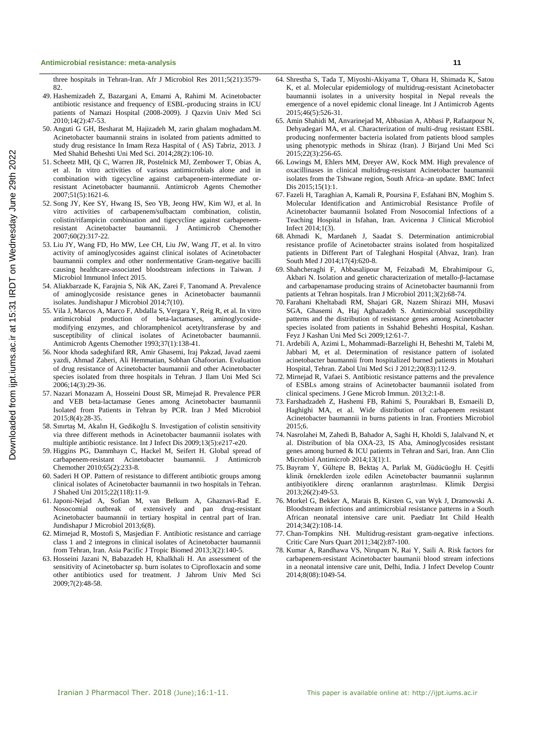three hospitals in Tehran-Iran. Afr J Microbiol Res 2011;5(21):3579-82.

49. Hashemizadeh Z, Bazargani A, Emami A, Rahimi M. Acinetobacter antibiotic resistance and frequency of ESBL-producing strains in ICU patients of Namazi Hospital (2008-2009). J Qazvin Univ Med Sci 2010;14(2):47-53.
50. Anguti G GH, Besharat M, Hajizadeh M, zarin ghalam moghadam.M. Acinetobacter baumannii strains in isolated from patients admitted to study drug resistance In Imam Reza Haspital of ( AS) Tabriz, 2013. J Med Shahid Beheshti Uni Med Sci. 2014;28(2):106-10.
51. Scheetz MH, Qi C, Warren JR, Postelnick MJ, Zembower T, Obias A, et al. In vitro activities of various antimicrobials alone and in combination with tigecycline against carbapenem-intermediate or-resistant Acinetobacter baumannii. Antimicrob Agents Chemother 2007;51(5):1621-6.
52. Song JY, Kee SY, Hwang IS, Seo YB, Jeong HW, Kim WJ, et al. In vitro activities of carbapenem/sulbactam combination, colistin, colistin/rifampicin combination and tigecycline against carbapenem-resistant Acinetobacter baumannii. J Antimicrob Chemother 2007;60(2):317-22.
53. Liu JY, Wang FD, Ho MW, Lee CH, Liu JW, Wang JT, et al. In vitro activity of aminoglycosides against clinical isolates of Acinetobacter baumannii complex and other nonfermentative Gram-negative bacilli causing healthcare-associated bloodstream infections in Taiwan. J Microbiol Immunol Infect 2015.
54. Aliakbarzade K, Farajnia S, Nik AK, Zarei F, Tanomand A. Prevalence of aminoglycoside resistance genes in Acinetobacter baumannii isolates. Jundishapur J Microbiol 2014;7(10).
55. Vila J, Marcos A, Marco F, Abdalla S, Vergara Y, Reig R, et al. In vitro antimicrobial production of beta-lactamases, aminoglycoside-modifying enzymes, and chloramphenicol acetyltransferase by and susceptibility of clinical isolates of Acinetobacter baumannii. Antimicrob Agents Chemother 1993;37(1):138-41.
56. Noor khoda sadeghifard RR, Amir Ghasemi, Iraj Pakzad, Javad zaemi yazdi, Ahmad Zaheri, Ali Hemmatian, Sobhan Ghafoorian. Evaluation of drug resistance of Acinetobacter baumannii and other Acinetobacter species isolated from three hospitals in Tehran. J Ilam Uni Med Sci 2006;14(3):29-36.
57. Nazari Monazam A, Hosseini Doust SR, Mirnejad R. Prevalence PER and VEB beta-lactamase Genes among Acinetobacter baumannii Isolated from Patients in Tehran by PCR. Iran J Med Microbiol 2015;8(4):28-35.
58. Sınırtaş M, Akalın H, Gedikoğlu S. Investigation of colistin sensitivity via three different methods in Acinetobacter baumannii isolates with multiple antibiotic resistance. Int J Infect Dis 2009;13(5):e217-e20.
59. Higgins PG, Dammhayn C, Hackel M, Seifert H. Global spread of carbapenem-resistant Acinetobacter baumannii. J Antimicrob Chemother 2010;65(2):233-8.
60. Saderi H OP. Pattern of resistance to different antibiotic groups among clinical isolates of Acinetobacter baumannii in two hospitals in Tehran. J Shahed Uni 2015;22(118):11-9.
61. Japoni-Nejad A, Sofian M, van Belkum A, Ghaznavi-Rad E. Nosocomial outbreak of extensively and pan drug-resistant Acinetobacter baumannii in tertiary hospital in central part of Iran. Jundishapur J Microbiol 2013;6(8).
62. Mirnejad R, Mostofi S, Masjedian F. Antibiotic resistance and carriage class 1 and 2 integrons in clinical isolates of Acinetobacter baumannii from Tehran, Iran. Asia Pacific J Tropic Biomed 2013;3(2):140-5.
63. Hosseini Jazani N, Babazadeh H, Khalkhali H. An assessment of the sensitivity of Acinetobacter sp. burn isolates to Ciprofloxacin and some other antibiotics used for treatment. J Jahrom Univ Med Sci 2009;7(2):48-58.
64. Shrestha S, Tada T, Miyoshi-Akiyama T, Ohara H, Shimada K, Satou K, et al. Molecular epidemiology of multidrug-resistant Acinetobacter baumannii isolates in a university hospital in Nepal reveals the emergence of a novel epidemic clonal lineage. Int J Antimicrob Agents 2015;46(5):526-31.
65. Amin Shahidi M, Anvarinejad M, Abbasian A, Abbasi P, Rafaatpour N, Dehyadegari MA, et al. Characterization of multi-drug resistant ESBL producing nonfermenter bacteria isolated from patients blood samples using phenotypic methods in Shiraz (Iran). J Birjand Uni Med Sci 2015;22(3):256-65.
66. Lowings M, Ehlers MM, Dreyer AW, Kock MM. High prevalence of oxacillinases in clinical multidrug-resistant Acinetobacter baumannii isolates from the Tshwane region, South Africa–an update. BMC Infect Dis 2015;15(1):1.
67. Fazeli H, Taraghian A, Kamali R, Poursina F, Esfahani BN, Moghim S. Molecular Identification and Antimicrobial Resistance Profile of Acinetobacter baumannii Isolated From Nosocomial Infections of a Teaching Hospital in Isfahan, Iran. Avicenna J Clinical Microbiol Infect 2014;1(3).
68. Ahmadi K, Mardaneh J, Saadat S. Determination antimicrobial resistance profile of Acinetobacter strains isolated from hospitalized patients in Different Part of Taleghani Hospital (Ahvaz, Iran). Iran South Med J 2014;17(4):620-8.
69. Shahcheraghi F, Abbasalipour M, Feizabadi M, Ebrahimipour G, Akbari N. Isolation and genetic characterization of metallo-β-lactamase and carbapenamase producing strains of Acinetobacter baumannii from patients at Tehran hospitals. Iran J Microbiol 2011;3(2):68-74.
70. Farahani Kheltabadi RM, Shajari GR, Nazem Shirazi MH, Musavi SGA, Ghasemi A, Haj Aghazadeh S. Antimicrobial susceptibility patterns and the distribution of resistance genes among Acinetobacter species isolated from patients in Sshahid Beheshti Hospital, Kashan. Feyz J Kashan Uni Med Sci 2009;12:61-7.
71. Ardebili A, Azimi L, Mohammadi-Barzelighi H, Beheshti M, Talebi M, Jabbari M, et al. Determination of resistance pattern of isolated acinetobacter baumannii from hospitalized burned patients in Motahari Hospital, Tehran. Zabol Uni Med Sci J 2012;20(83):112-9.
72. Mirnejad R, Vafaei S. Antibiotic resistance patterns and the prevalence of ESBLs among strains of Acinetobacter baumannii isolated from clinical specimens. J Gene Microb Immun. 2013;2:1-8.
73. Farshadzadeh Z, Hashemi FB, Rahimi S, Pourakbari B, Esmaeili D, Haghighi MA, et al. Wide distribution of carbapenem resistant Acinetobacter baumannii in burns patients in Iran. Frontiers Microbiol 2015;6.
74. Nasrolahei M, Zahedi B, Bahador A, Saghi H, Kholdi S, Jalalvand N, et al. Distribution of bla OXA-23, IS Aba, Aminoglycosides resistant genes among burned & ICU patients in Tehran and Sari, Iran. Ann Clin Microbiol Antimicrob 2014;13(1):1.
75. Bayram Y, Gültepe B, Bektaş A, Parlak M, Güdücüoğlu H. Çeşitli klinik örneklerden izole edilen Acinetobacter baumannii suşlarının antibiyotiklere direnç oranlarının araştırılması. Klimik Dergisi 2013;26(2):49-53.
76. Morkel G, Bekker A, Marais B, Kirsten G, van Wyk J, Dramowski A. Bloodstream infections and antimicrobial resistance patterns in a South African neonatal intensive care unit. Paediatr Int Child Health 2014;34(2):108-14.
77. Chan-Tompkins NH. Multidrug-resistant gram-negative infections. Critic Care Nurs Quart 2011;34(2):87-100.
78. Kumar A, Randhawa VS, Nirupam N, Rai Y, Saili A. Risk factors for carbapenem-resistant Acinetobacter baumanii blood stream infections in a neonatal intensive care unit, Delhi, India. J Infect Develop Countr 2014;8(08):1049-54.